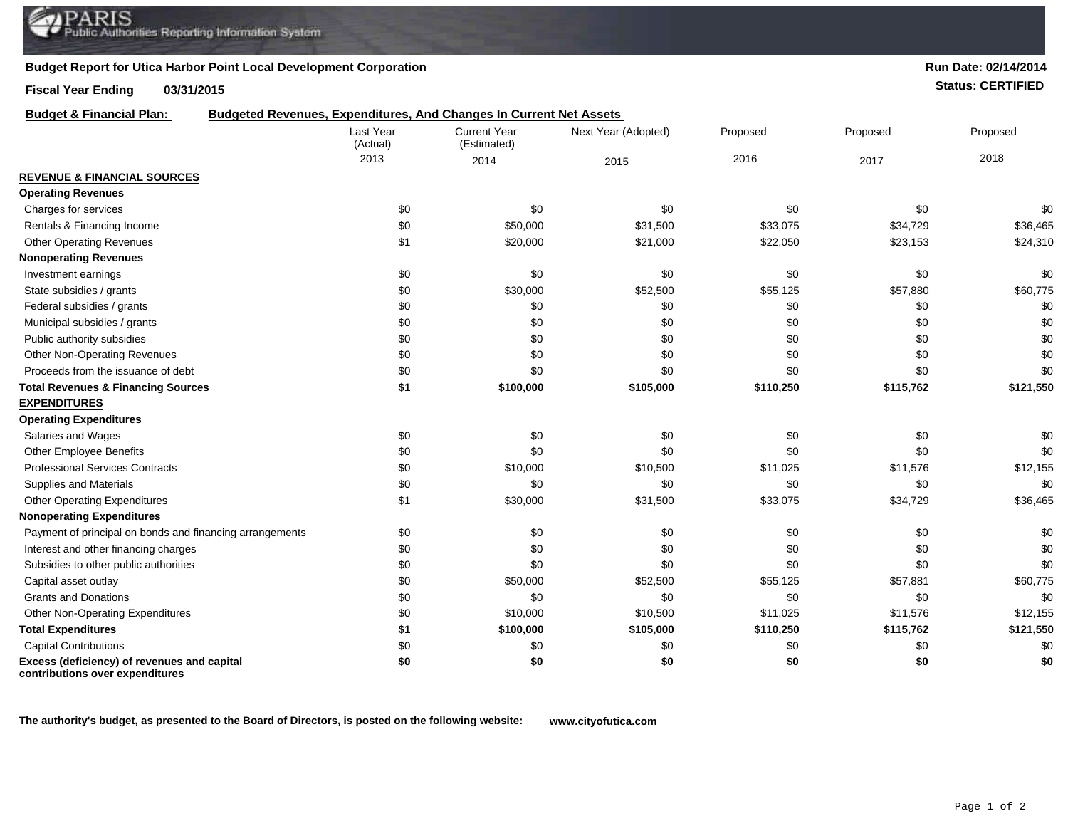PARIS Public Authorities Reporting Information System

**Budget Report for Utica Harbor Point Local Development Corporation**

**Run Date: 02/14/2014**

**Fiscal Year Ending 03/31/2015**

**Status: CERTIFIED**

**Budget & Financial Plan:** **Budgeted Revenues, Expenditures, And Changes In Current Net Assets**

| | Last Year (Actual) 2013 | Current Year (Estimated) 2014 | Next Year (Adopted) 2015 | Proposed 2016 | Proposed 2017 | Proposed 2018 |
|---|---|---|---|---|---|---|
| **REVENUE & FINANCIAL SOURCES** | | | | | | |
| **Operating Revenues** | | | | | | |
| Charges for services | $0 | $0 | $0 | $0 | $0 | $0 |
| Rentals & Financing Income | $0 | $50,000 | $31,500 | $33,075 | $34,729 | $36,465 |
| Other Operating Revenues | $1 | $20,000 | $21,000 | $22,050 | $23,153 | $24,310 |
| **Nonoperating Revenues** | | | | | | |
| Investment earnings | $0 | $0 | $0 | $0 | $0 | $0 |
| State subsidies / grants | $0 | $30,000 | $52,500 | $55,125 | $57,880 | $60,775 |
| Federal subsidies / grants | $0 | $0 | $0 | $0 | $0 | $0 |
| Municipal subsidies / grants | $0 | $0 | $0 | $0 | $0 | $0 |
| Public authority subsidies | $0 | $0 | $0 | $0 | $0 | $0 |
| Other Non-Operating Revenues | $0 | $0 | $0 | $0 | $0 | $0 |
| Proceeds from the issuance of debt | $0 | $0 | $0 | $0 | $0 | $0 |
| **Total Revenues & Financing Sources** | **$1** | **$100,000** | **$105,000** | **$110,250** | **$115,762** | **$121,550** |
| **EXPENDITURES** | | | | | | |
| **Operating Expenditures** | | | | | | |
| Salaries and Wages | $0 | $0 | $0 | $0 | $0 | $0 |
| Other Employee Benefits | $0 | $0 | $0 | $0 | $0 | $0 |
| Professional Services Contracts | $0 | $10,000 | $10,500 | $11,025 | $11,576 | $12,155 |
| Supplies and Materials | $0 | $0 | $0 | $0 | $0 | $0 |
| Other Operating Expenditures | $1 | $30,000 | $31,500 | $33,075 | $34,729 | $36,465 |
| **Nonoperating Expenditures** | | | | | | |
| Payment of principal on bonds and financing arrangements | $0 | $0 | $0 | $0 | $0 | $0 |
| Interest and other financing charges | $0 | $0 | $0 | $0 | $0 | $0 |
| Subsidies to other public authorities | $0 | $0 | $0 | $0 | $0 | $0 |
| Capital asset outlay | $0 | $50,000 | $52,500 | $55,125 | $57,881 | $60,775 |
| Grants and Donations | $0 | $0 | $0 | $0 | $0 | $0 |
| Other Non-Operating Expenditures | $0 | $10,000 | $10,500 | $11,025 | $11,576 | $12,155 |
| **Total Expenditures** | **$1** | **$100,000** | **$105,000** | **$110,250** | **$115,762** | **$121,550** |
| Capital Contributions | $0 | $0 | $0 | $0 | $0 | $0 |
| **Excess (deficiency) of revenues and capital contributions over expenditures** | **$0** | **$0** | **$0** | **$0** | **$0** | **$0** |

**The authority's budget, as presented to the Board of Directors, is posted on the following website:** **www.cityofutica.com**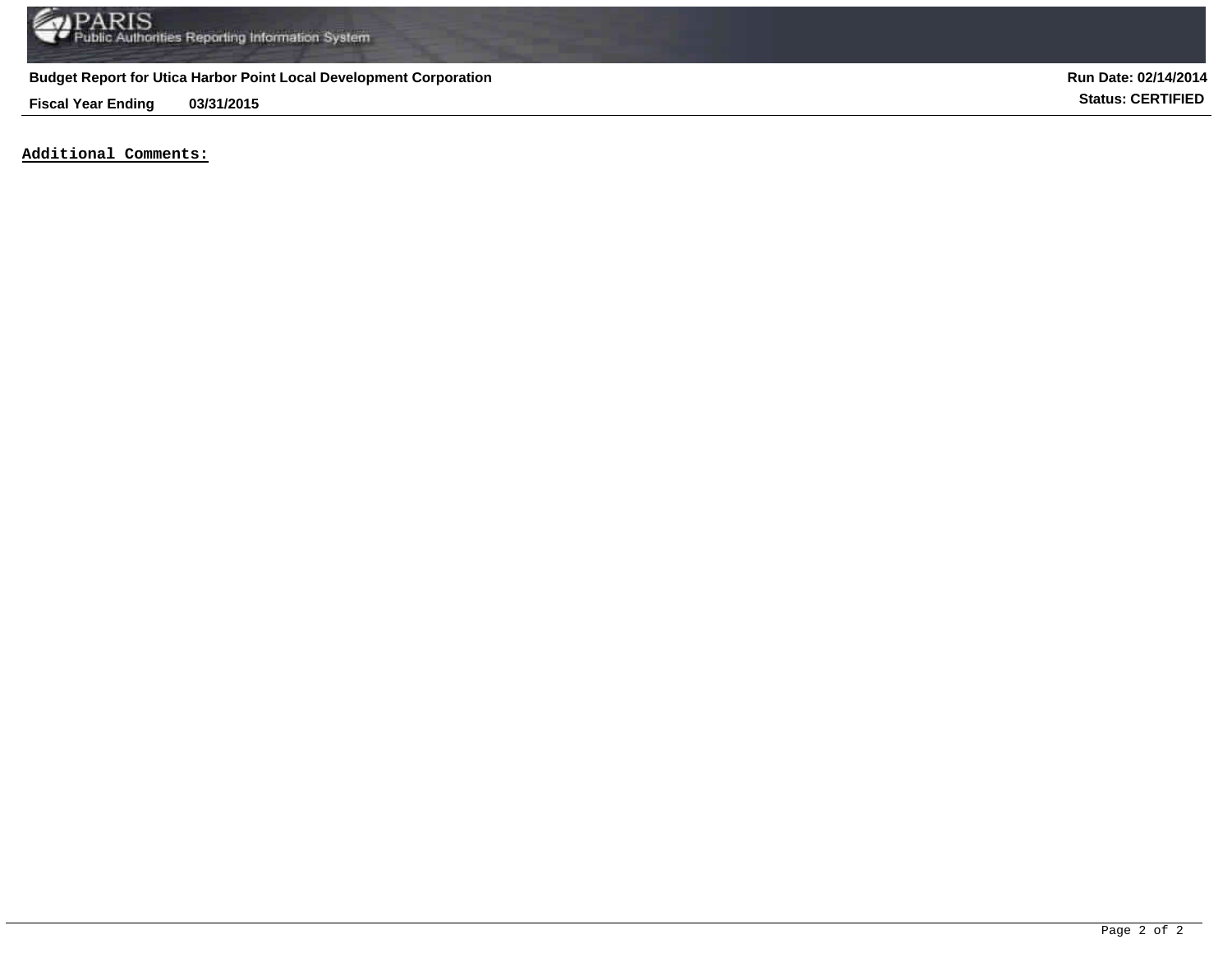**Budget Report for Utica Harbor Point Local Development Corporation**

**Fiscal Year Ending** **03/31/2015**

**Run Date: 02/14/2014**

**Status: CERTIFIED**

**Additional Comments:**